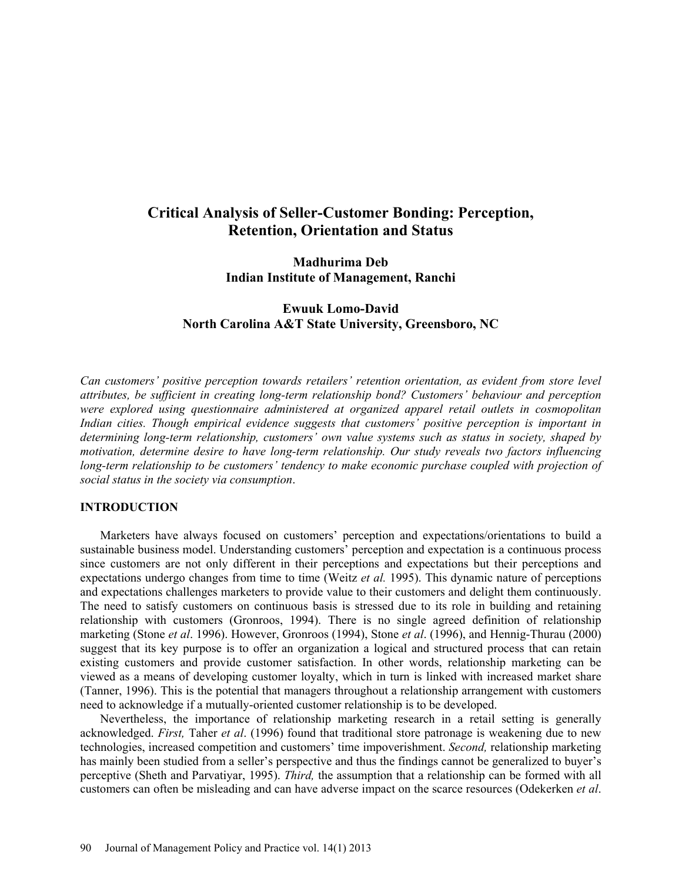# Critical Analysis of Seller-Customer Bonding: Perception, Retention, Orientation and Status

**Madhurima Deb**
**Indian Institute of Management, Ranchi**

**Ewuuk Lomo-David**
**North Carolina A&T State University, Greensboro, NC**

*Can customers' positive perception towards retailers' retention orientation, as evident from store level attributes, be sufficient in creating long-term relationship bond? Customers' behaviour and perception were explored using questionnaire administered at organized apparel retail outlets in cosmopolitan Indian cities. Though empirical evidence suggests that customers' positive perception is important in determining long-term relationship, customers' own value systems such as status in society, shaped by motivation, determine desire to have long-term relationship. Our study reveals two factors influencing long-term relationship to be customers' tendency to make economic purchase coupled with projection of social status in the society via consumption.*

## INTRODUCTION

Marketers have always focused on customers' perception and expectations/orientations to build a sustainable business model. Understanding customers' perception and expectation is a continuous process since customers are not only different in their perceptions and expectations but their perceptions and expectations undergo changes from time to time (Weitz *et al.* 1995). This dynamic nature of perceptions and expectations challenges marketers to provide value to their customers and delight them continuously. The need to satisfy customers on continuous basis is stressed due to its role in building and retaining relationship with customers (Gronroos, 1994). There is no single agreed definition of relationship marketing (Stone *et al*. 1996). However, Gronroos (1994), Stone *et al*. (1996), and Hennig-Thurau (2000) suggest that its key purpose is to offer an organization a logical and structured process that can retain existing customers and provide customer satisfaction. In other words, relationship marketing can be viewed as a means of developing customer loyalty, which in turn is linked with increased market share (Tanner, 1996). This is the potential that managers throughout a relationship arrangement with customers need to acknowledge if a mutually-oriented customer relationship is to be developed.

Nevertheless, the importance of relationship marketing research in a retail setting is generally acknowledged. *First,* Taher *et al*. (1996) found that traditional store patronage is weakening due to new technologies, increased competition and customers' time impoverishment. *Second,* relationship marketing has mainly been studied from a seller's perspective and thus the findings cannot be generalized to buyer's perceptive (Sheth and Parvatiyar, 1995). *Third,* the assumption that a relationship can be formed with all customers can often be misleading and can have adverse impact on the scarce resources (Odekerken *et al*.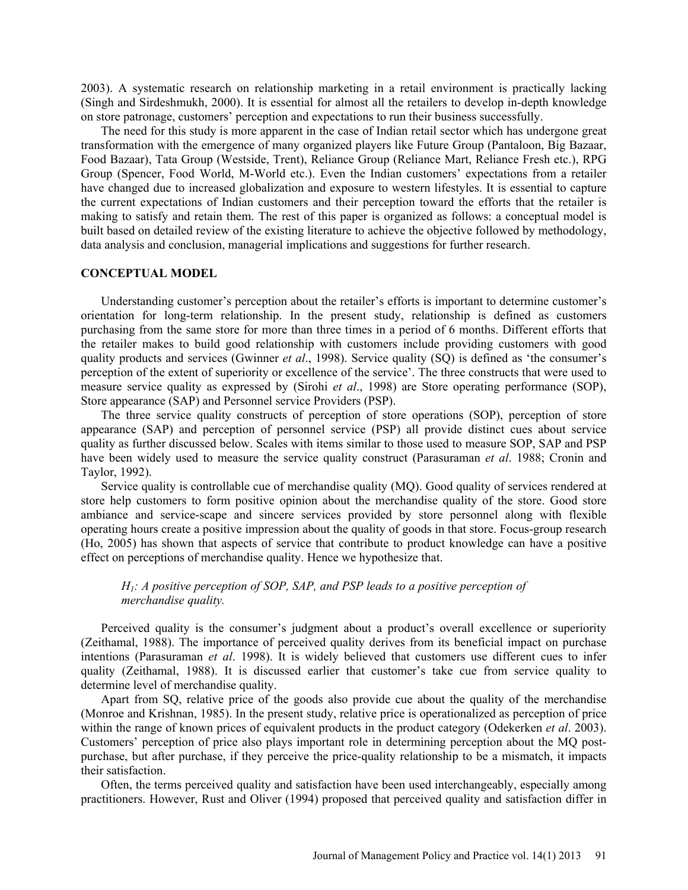2003). A systematic research on relationship marketing in a retail environment is practically lacking (Singh and Sirdeshmukh, 2000). It is essential for almost all the retailers to develop in-depth knowledge on store patronage, customers' perception and expectations to run their business successfully.

The need for this study is more apparent in the case of Indian retail sector which has undergone great transformation with the emergence of many organized players like Future Group (Pantaloon, Big Bazaar, Food Bazaar), Tata Group (Westside, Trent), Reliance Group (Reliance Mart, Reliance Fresh etc.), RPG Group (Spencer, Food World, M-World etc.). Even the Indian customers' expectations from a retailer have changed due to increased globalization and exposure to western lifestyles. It is essential to capture the current expectations of Indian customers and their perception toward the efforts that the retailer is making to satisfy and retain them. The rest of this paper is organized as follows: a conceptual model is built based on detailed review of the existing literature to achieve the objective followed by methodology, data analysis and conclusion, managerial implications and suggestions for further research.

## CONCEPTUAL MODEL

Understanding customer's perception about the retailer's efforts is important to determine customer's orientation for long-term relationship. In the present study, relationship is defined as customers purchasing from the same store for more than three times in a period of 6 months. Different efforts that the retailer makes to build good relationship with customers include providing customers with good quality products and services (Gwinner *et al*., 1998). Service quality (SQ) is defined as 'the consumer's perception of the extent of superiority or excellence of the service'. The three constructs that were used to measure service quality as expressed by (Sirohi *et al*., 1998) are Store operating performance (SOP), Store appearance (SAP) and Personnel service Providers (PSP).

The three service quality constructs of perception of store operations (SOP), perception of store appearance (SAP) and perception of personnel service (PSP) all provide distinct cues about service quality as further discussed below. Scales with items similar to those used to measure SOP, SAP and PSP have been widely used to measure the service quality construct (Parasuraman *et al*. 1988; Cronin and Taylor, 1992).

Service quality is controllable cue of merchandise quality (MQ). Good quality of services rendered at store help customers to form positive opinion about the merchandise quality of the store. Good store ambiance and service-scape and sincere services provided by store personnel along with flexible operating hours create a positive impression about the quality of goods in that store. Focus-group research (Ho, 2005) has shown that aspects of service that contribute to product knowledge can have a positive effect on perceptions of merchandise quality. Hence we hypothesize that.

> *$H_1$: A positive perception of SOP, SAP, and PSP leads to a positive perception of merchandise quality.*

Perceived quality is the consumer's judgment about a product's overall excellence or superiority (Zeithamal, 1988). The importance of perceived quality derives from its beneficial impact on purchase intentions (Parasuraman *et al*. 1998). It is widely believed that customers use different cues to infer quality (Zeithamal, 1988). It is discussed earlier that customer's take cue from service quality to determine level of merchandise quality.

Apart from SQ, relative price of the goods also provide cue about the quality of the merchandise (Monroe and Krishnan, 1985). In the present study, relative price is operationalized as perception of price within the range of known prices of equivalent products in the product category (Odekerken *et al*. 2003). Customers' perception of price also plays important role in determining perception about the MQ post-purchase, but after purchase, if they perceive the price-quality relationship to be a mismatch, it impacts their satisfaction.

Often, the terms perceived quality and satisfaction have been used interchangeably, especially among practitioners. However, Rust and Oliver (1994) proposed that perceived quality and satisfaction differ in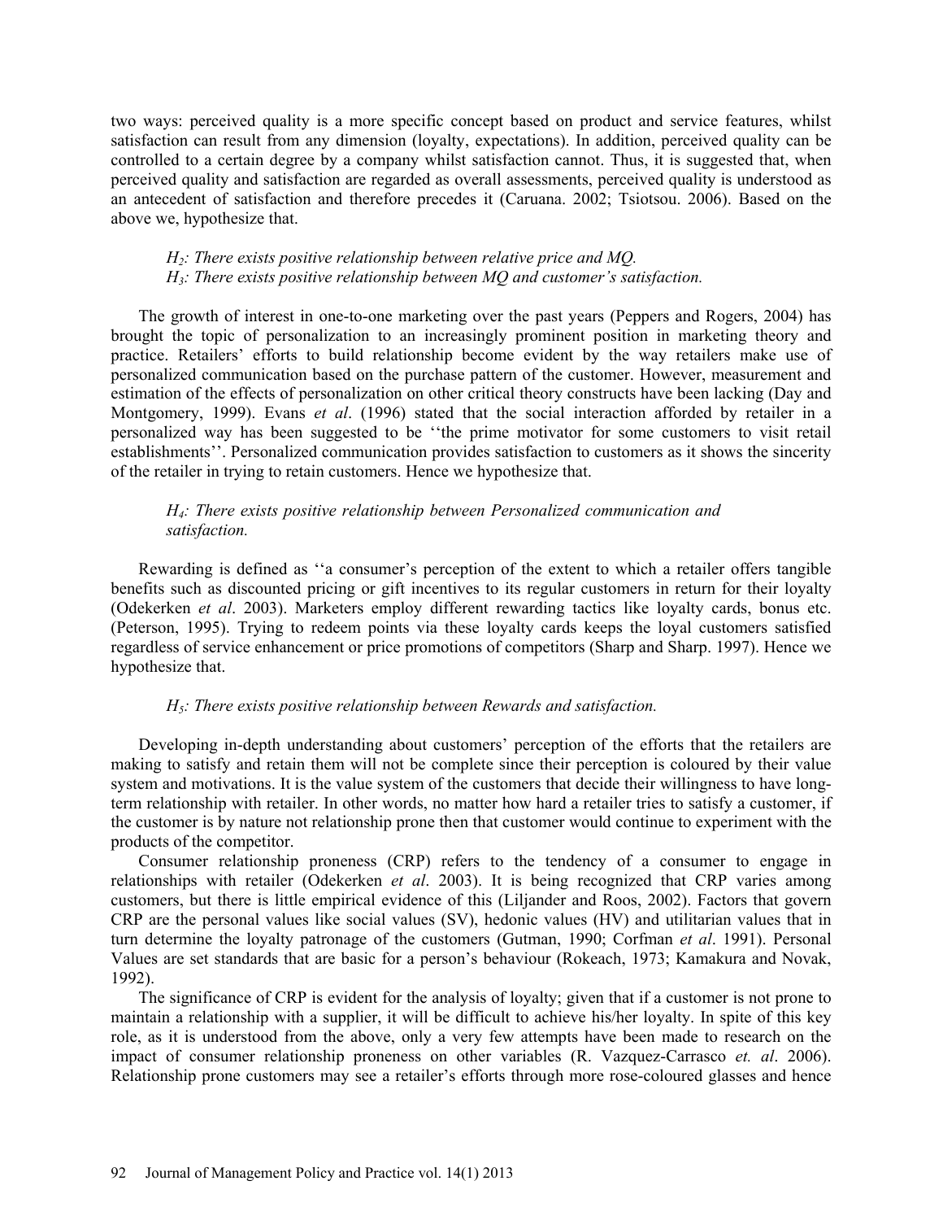two ways: perceived quality is a more specific concept based on product and service features, whilst satisfaction can result from any dimension (loyalty, expectations). In addition, perceived quality can be controlled to a certain degree by a company whilst satisfaction cannot. Thus, it is suggested that, when perceived quality and satisfaction are regarded as overall assessments, perceived quality is understood as an antecedent of satisfaction and therefore precedes it (Caruana. 2002; Tsiotsou. 2006). Based on the above we, hypothesize that.

> *$H_2$: There exists positive relationship between relative price and MQ.*
> *$H_3$: There exists positive relationship between MQ and customer's satisfaction.*

The growth of interest in one-to-one marketing over the past years (Peppers and Rogers, 2004) has brought the topic of personalization to an increasingly prominent position in marketing theory and practice. Retailers' efforts to build relationship become evident by the way retailers make use of personalized communication based on the purchase pattern of the customer. However, measurement and estimation of the effects of personalization on other critical theory constructs have been lacking (Day and Montgomery, 1999). Evans *et al*. (1996) stated that the social interaction afforded by retailer in a personalized way has been suggested to be ''the prime motivator for some customers to visit retail establishments''. Personalized communication provides satisfaction to customers as it shows the sincerity of the retailer in trying to retain customers. Hence we hypothesize that.

> *$H_4$: There exists positive relationship between Personalized communication and satisfaction.*

Rewarding is defined as ''a consumer's perception of the extent to which a retailer offers tangible benefits such as discounted pricing or gift incentives to its regular customers in return for their loyalty (Odekerken *et al*. 2003). Marketers employ different rewarding tactics like loyalty cards, bonus etc. (Peterson, 1995). Trying to redeem points via these loyalty cards keeps the loyal customers satisfied regardless of service enhancement or price promotions of competitors (Sharp and Sharp. 1997). Hence we hypothesize that.

> *$H_5$: There exists positive relationship between Rewards and satisfaction.*

Developing in-depth understanding about customers' perception of the efforts that the retailers are making to satisfy and retain them will not be complete since their perception is coloured by their value system and motivations. It is the value system of the customers that decide their willingness to have long-term relationship with retailer. In other words, no matter how hard a retailer tries to satisfy a customer, if the customer is by nature not relationship prone then that customer would continue to experiment with the products of the competitor.

Consumer relationship proneness (CRP) refers to the tendency of a consumer to engage in relationships with retailer (Odekerken *et al*. 2003). It is being recognized that CRP varies among customers, but there is little empirical evidence of this (Liljander and Roos, 2002). Factors that govern CRP are the personal values like social values (SV), hedonic values (HV) and utilitarian values that in turn determine the loyalty patronage of the customers (Gutman, 1990; Corfman *et al*. 1991). Personal Values are set standards that are basic for a person's behaviour (Rokeach, 1973; Kamakura and Novak, 1992).

The significance of CRP is evident for the analysis of loyalty; given that if a customer is not prone to maintain a relationship with a supplier, it will be difficult to achieve his/her loyalty. In spite of this key role, as it is understood from the above, only a very few attempts have been made to research on the impact of consumer relationship proneness on other variables (R. Vazquez-Carrasco *et. al*. 2006). Relationship prone customers may see a retailer's efforts through more rose-coloured glasses and hence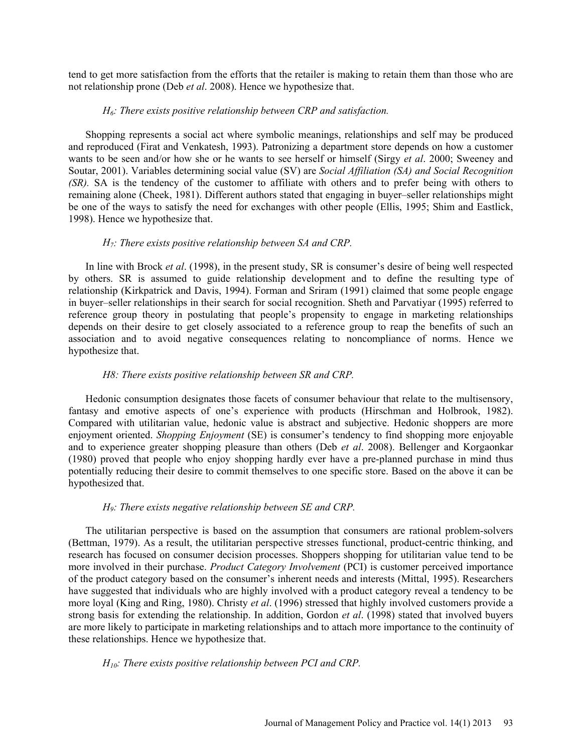tend to get more satisfaction from the efforts that the retailer is making to retain them than those who are not relationship prone (Deb *et al*. 2008). Hence we hypothesize that.

*$H_6$: There exists positive relationship between CRP and satisfaction.*

Shopping represents a social act where symbolic meanings, relationships and self may be produced and reproduced (Firat and Venkatesh, 1993). Patronizing a department store depends on how a customer wants to be seen and/or how she or he wants to see herself or himself (Sirgy *et al*. 2000; Sweeney and Soutar, 2001). Variables determining social value (SV) are *Social Affiliation (SA) and Social Recognition (SR).* SA is the tendency of the customer to affiliate with others and to prefer being with others to remaining alone (Cheek, 1981). Different authors stated that engaging in buyer–seller relationships might be one of the ways to satisfy the need for exchanges with other people (Ellis, 1995; Shim and Eastlick, 1998). Hence we hypothesize that.

*$H_7$: There exists positive relationship between SA and CRP.*

In line with Brock *et al*. (1998), in the present study, SR is consumer's desire of being well respected by others. SR is assumed to guide relationship development and to define the resulting type of relationship (Kirkpatrick and Davis, 1994). Forman and Sriram (1991) claimed that some people engage in buyer–seller relationships in their search for social recognition. Sheth and Parvatiyar (1995) referred to reference group theory in postulating that people's propensity to engage in marketing relationships depends on their desire to get closely associated to a reference group to reap the benefits of such an association and to avoid negative consequences relating to noncompliance of norms. Hence we hypothesize that.

*H8: There exists positive relationship between SR and CRP.*

Hedonic consumption designates those facets of consumer behaviour that relate to the multisensory, fantasy and emotive aspects of one's experience with products (Hirschman and Holbrook, 1982). Compared with utilitarian value, hedonic value is abstract and subjective. Hedonic shoppers are more enjoyment oriented. *Shopping Enjoyment* (SE) is consumer's tendency to find shopping more enjoyable and to experience greater shopping pleasure than others (Deb *et al*. 2008). Bellenger and Korgaonkar (1980) proved that people who enjoy shopping hardly ever have a pre-planned purchase in mind thus potentially reducing their desire to commit themselves to one specific store. Based on the above it can be hypothesized that.

*$H_9$: There exists negative relationship between SE and CRP.*

The utilitarian perspective is based on the assumption that consumers are rational problem-solvers (Bettman, 1979). As a result, the utilitarian perspective stresses functional, product-centric thinking, and research has focused on consumer decision processes. Shoppers shopping for utilitarian value tend to be more involved in their purchase. *Product Category Involvement* (PCI) is customer perceived importance of the product category based on the consumer's inherent needs and interests (Mittal, 1995). Researchers have suggested that individuals who are highly involved with a product category reveal a tendency to be more loyal (King and Ring, 1980). Christy *et al*. (1996) stressed that highly involved customers provide a strong basis for extending the relationship. In addition, Gordon *et al*. (1998) stated that involved buyers are more likely to participate in marketing relationships and to attach more importance to the continuity of these relationships. Hence we hypothesize that.

*$H_{10}$: There exists positive relationship between PCI and CRP.*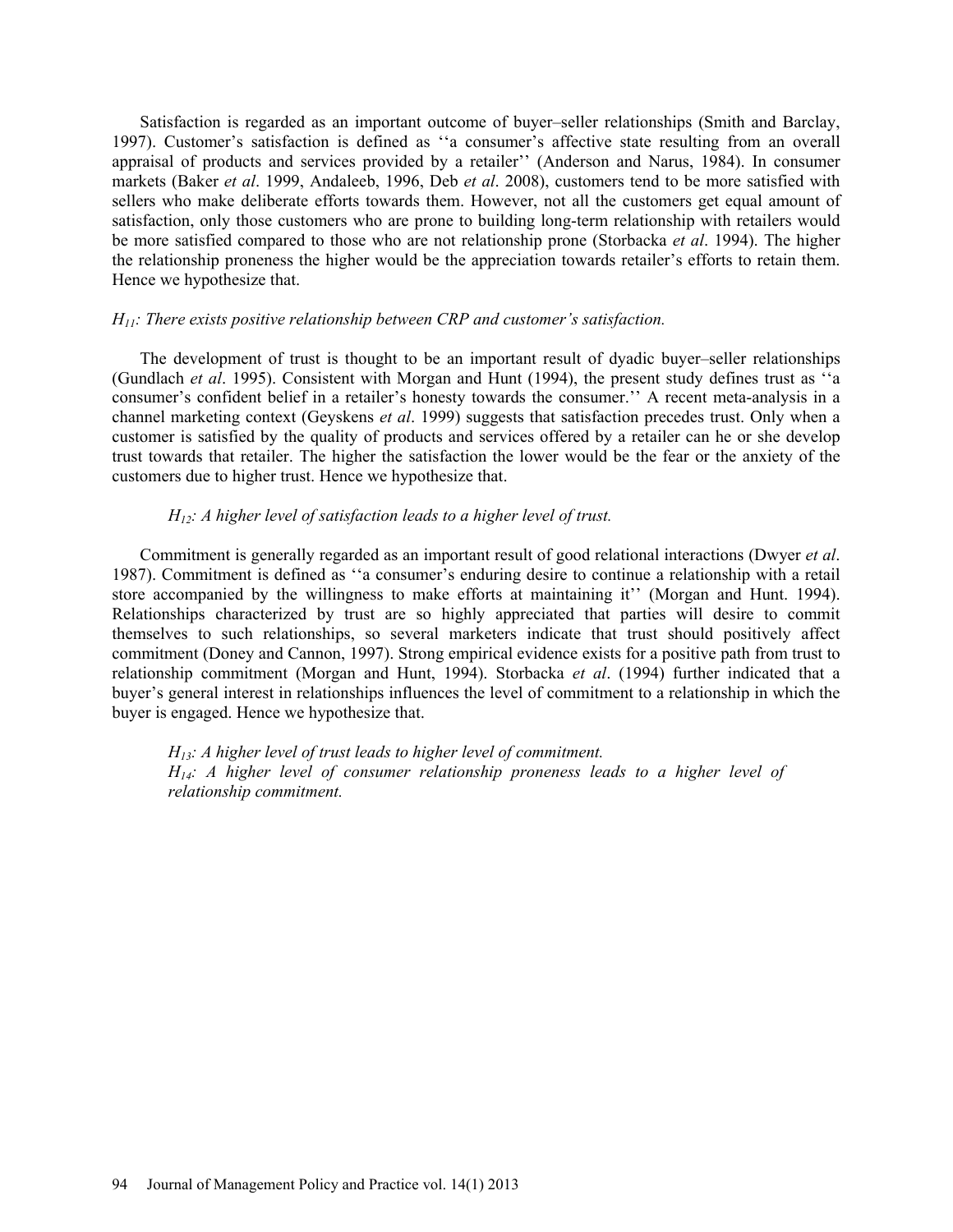Satisfaction is regarded as an important outcome of buyer–seller relationships (Smith and Barclay, 1997). Customer's satisfaction is defined as ''a consumer's affective state resulting from an overall appraisal of products and services provided by a retailer'' (Anderson and Narus, 1984). In consumer markets (Baker *et al*. 1999, Andaleeb, 1996, Deb *et al*. 2008), customers tend to be more satisfied with sellers who make deliberate efforts towards them. However, not all the customers get equal amount of satisfaction, only those customers who are prone to building long-term relationship with retailers would be more satisfied compared to those who are not relationship prone (Storbacka *et al*. 1994). The higher the relationship proneness the higher would be the appreciation towards retailer's efforts to retain them. Hence we hypothesize that.

*$H_{11}$: There exists positive relationship between CRP and customer's satisfaction.*

The development of trust is thought to be an important result of dyadic buyer–seller relationships (Gundlach *et al*. 1995). Consistent with Morgan and Hunt (1994), the present study defines trust as ''a consumer's confident belief in a retailer's honesty towards the consumer.'' A recent meta-analysis in a channel marketing context (Geyskens *et al*. 1999) suggests that satisfaction precedes trust. Only when a customer is satisfied by the quality of products and services offered by a retailer can he or she develop trust towards that retailer. The higher the satisfaction the lower would be the fear or the anxiety of the customers due to higher trust. Hence we hypothesize that.

*$H_{12}$: A higher level of satisfaction leads to a higher level of trust.*

Commitment is generally regarded as an important result of good relational interactions (Dwyer *et al*. 1987). Commitment is defined as ''a consumer's enduring desire to continue a relationship with a retail store accompanied by the willingness to make efforts at maintaining it'' (Morgan and Hunt. 1994). Relationships characterized by trust are so highly appreciated that parties will desire to commit themselves to such relationships, so several marketers indicate that trust should positively affect commitment (Doney and Cannon, 1997). Strong empirical evidence exists for a positive path from trust to relationship commitment (Morgan and Hunt, 1994). Storbacka *et al*. (1994) further indicated that a buyer's general interest in relationships influences the level of commitment to a relationship in which the buyer is engaged. Hence we hypothesize that.

*$H_{13}$: A higher level of trust leads to higher level of commitment.*
*$H_{14}$: A higher level of consumer relationship proneness leads to a higher level of relationship commitment.*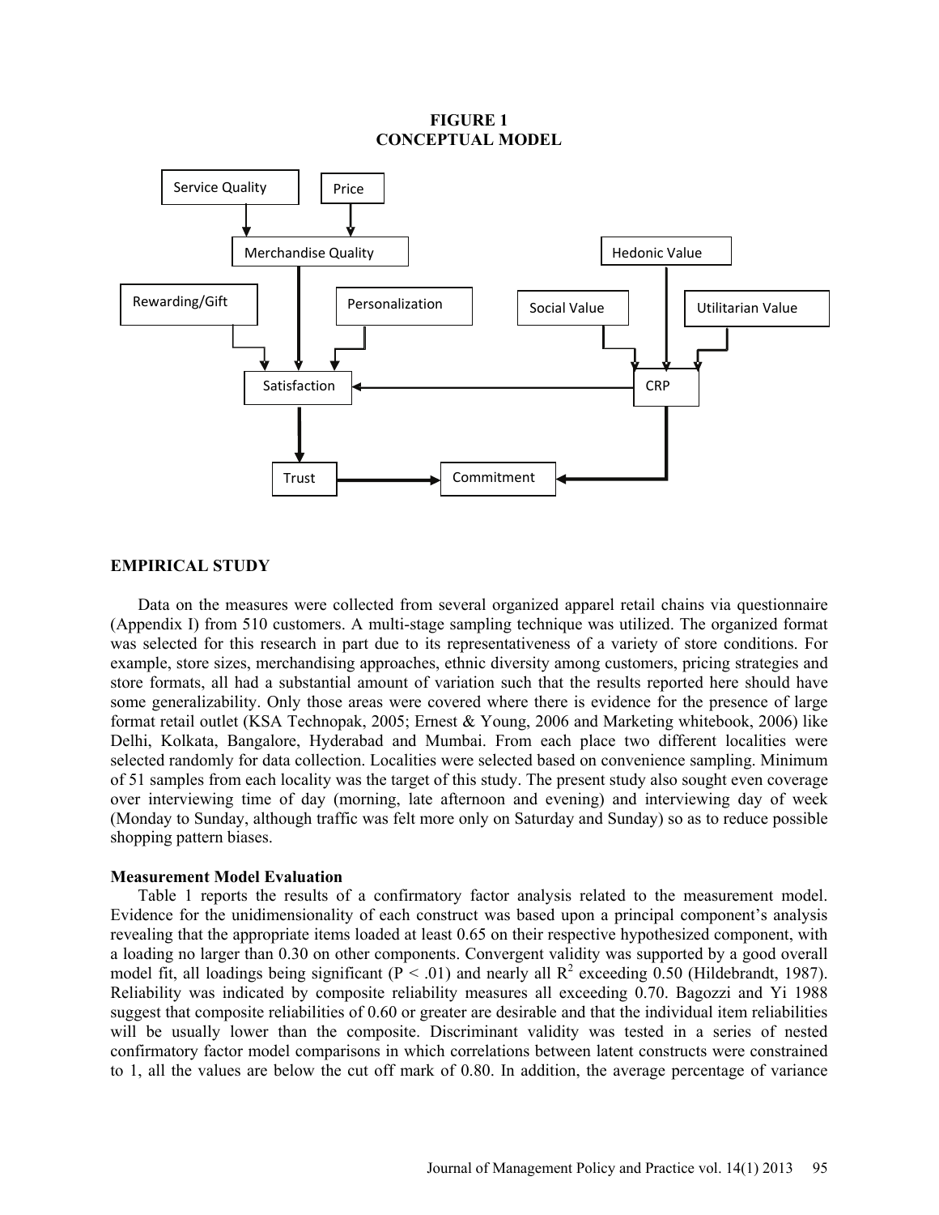**FIGURE 1**
**CONCEPTUAL MODEL**

Service Quality

Price

Merchandise Quality

Hedonic Value

Rewarding/Gift

Personalization

Social Value

Utilitarian Value

Satisfaction

CRP

Trust

Commitment

## EMPIRICAL STUDY

Data on the measures were collected from several organized apparel retail chains via questionnaire (Appendix I) from 510 customers. A multi-stage sampling technique was utilized. The organized format was selected for this research in part due to its representativeness of a variety of store conditions. For example, store sizes, merchandising approaches, ethnic diversity among customers, pricing strategies and store formats, all had a substantial amount of variation such that the results reported here should have some generalizability. Only those areas were covered where there is evidence for the presence of large format retail outlet (KSA Technopak, 2005; Ernest & Young, 2006 and Marketing whitebook, 2006) like Delhi, Kolkata, Bangalore, Hyderabad and Mumbai. From each place two different localities were selected randomly for data collection. Localities were selected based on convenience sampling. Minimum of 51 samples from each locality was the target of this study. The present study also sought even coverage over interviewing time of day (morning, late afternoon and evening) and interviewing day of week (Monday to Sunday, although traffic was felt more only on Saturday and Sunday) so as to reduce possible shopping pattern biases.

### Measurement Model Evaluation

Table 1 reports the results of a confirmatory factor analysis related to the measurement model. Evidence for the unidimensionality of each construct was based upon a principal component's analysis revealing that the appropriate items loaded at least 0.65 on their respective hypothesized component, with a loading no larger than 0.30 on other components. Convergent validity was supported by a good overall model fit, all loadings being significant ($P < .01$) and nearly all $R^2$ exceeding 0.50 (Hildebrandt, 1987). Reliability was indicated by composite reliability measures all exceeding 0.70. Bagozzi and Yi 1988 suggest that composite reliabilities of 0.60 or greater are desirable and that the individual item reliabilities will be usually lower than the composite. Discriminant validity was tested in a series of nested confirmatory factor model comparisons in which correlations between latent constructs were constrained to 1, all the values are below the cut off mark of 0.80. In addition, the average percentage of variance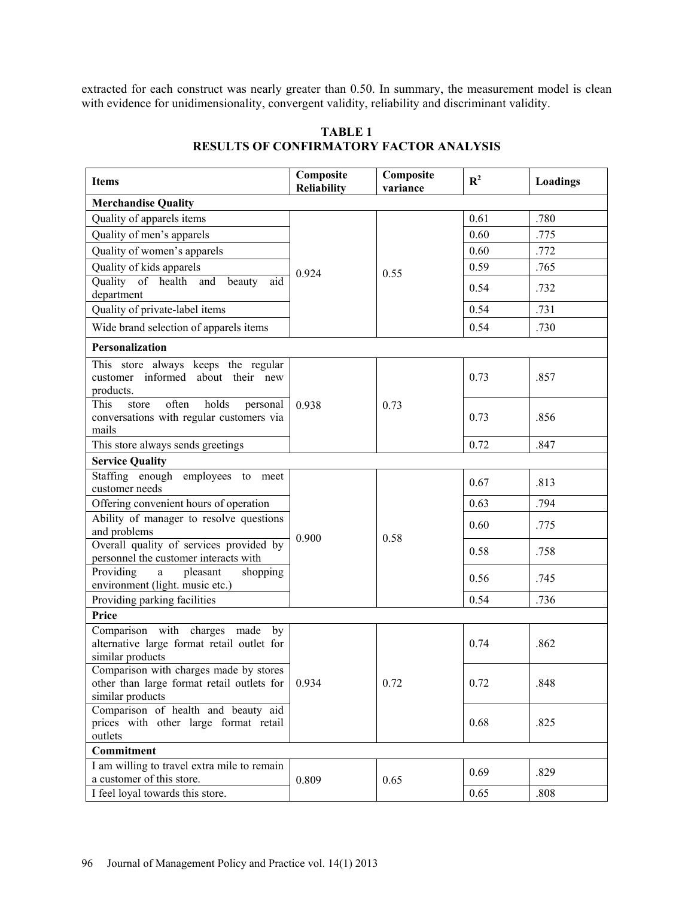extracted for each construct was nearly greater than 0.50. In summary, the measurement model is clean with evidence for unidimensionality, convergent validity, reliability and discriminant validity.

**TABLE 1**
**RESULTS OF CONFIRMATORY FACTOR ANALYSIS**

| Items | Composite Reliability | Composite variance | $R^2$ | Loadings |
|---|---|---|---|---|
| **Merchandise Quality** | | | | |
| Quality of apparels items | 0.924 | 0.55 | 0.61 | .780 |
| Quality of men's apparels | | | 0.60 | .775 |
| Quality of women's apparels | | | 0.60 | .772 |
| Quality of kids apparels | | | 0.59 | .765 |
| Quality of health and beauty aid department | | | 0.54 | .732 |
| Quality of private-label items | | | 0.54 | .731 |
| Wide brand selection of apparels items | | | 0.54 | .730 |
| **Personalization** | | | | |
| This store always keeps the regular customer informed about their new products. | 0.938 | 0.73 | 0.73 | .857 |
| This store often holds personal conversations with regular customers via mails | | | 0.73 | .856 |
| This store always sends greetings | | | 0.72 | .847 |
| **Service Quality** | | | | |
| Staffing enough employees to meet customer needs | 0.900 | 0.58 | 0.67 | .813 |
| Offering convenient hours of operation | | | 0.63 | .794 |
| Ability of manager to resolve questions and problems | | | 0.60 | .775 |
| Overall quality of services provided by personnel the customer interacts with | | | 0.58 | .758 |
| Providing a pleasant shopping environment (light. music etc.) | | | 0.56 | .745 |
| Providing parking facilities | | | 0.54 | .736 |
| **Price** | | | | |
| Comparison with charges made by alternative large format retail outlet for similar products | 0.934 | 0.72 | 0.74 | .862 |
| Comparison with charges made by stores other than large format retail outlets for similar products | | | 0.72 | .848 |
| Comparison of health and beauty aid prices with other large format retail outlets | | | 0.68 | .825 |
| **Commitment** | | | | |
| I am willing to travel extra mile to remain a customer of this store. | 0.809 | 0.65 | 0.69 | .829 |
| I feel loyal towards this store. | | | 0.65 | .808 |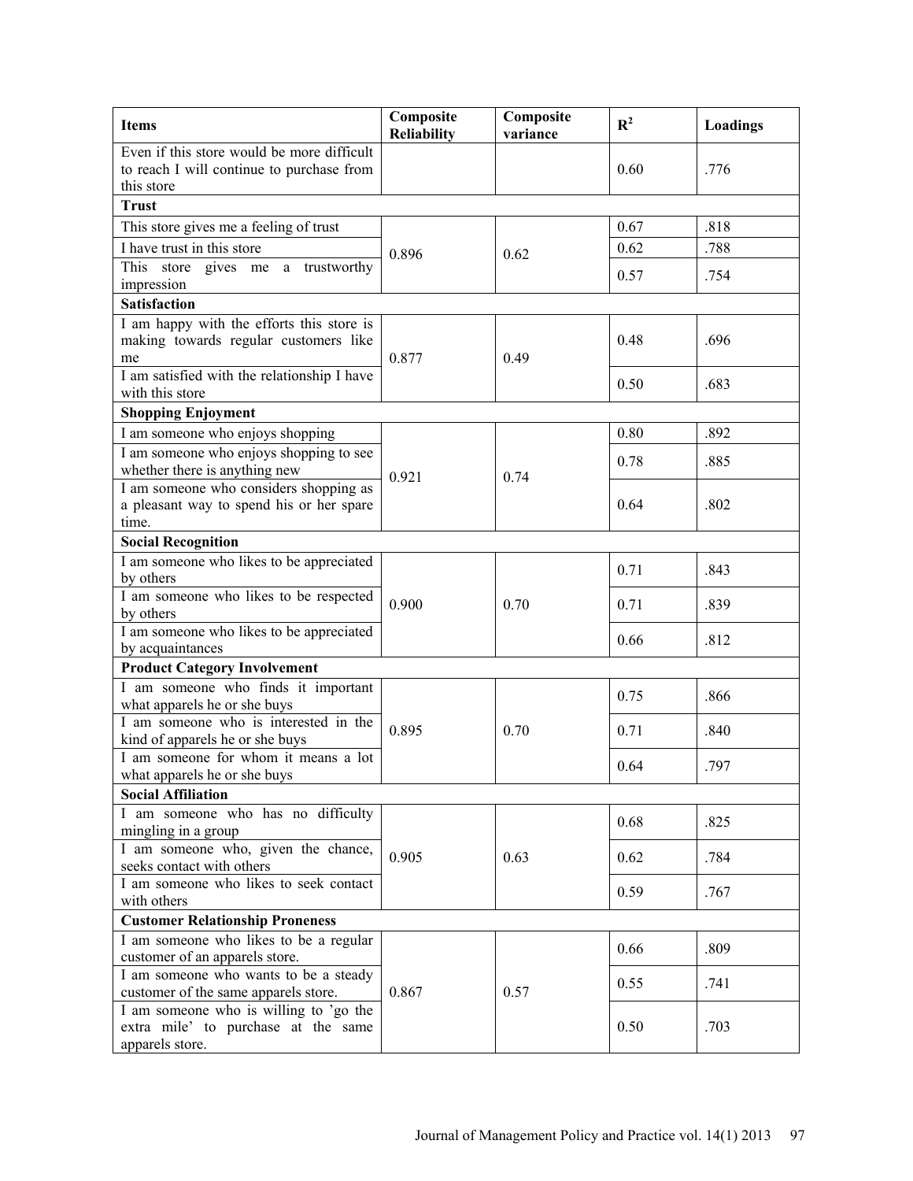| Items | Composite Reliability | Composite variance | $R^2$ | Loadings |
|---|---|---|---|---|
| Even if this store would be more difficult to reach I will continue to purchase from this store | | | 0.60 | .776 |
| **Trust** | | | | |
| This store gives me a feeling of trust | 0.896 | 0.62 | 0.67 | .818 |
| I have trust in this store | | | 0.62 | .788 |
| This store gives me a trustworthy impression | | | 0.57 | .754 |
| **Satisfaction** | | | | |
| I am happy with the efforts this store is making towards regular customers like me | 0.877 | 0.49 | 0.48 | .696 |
| I am satisfied with the relationship I have with this store | | | 0.50 | .683 |
| **Shopping Enjoyment** | | | | |
| I am someone who enjoys shopping | 0.921 | 0.74 | 0.80 | .892 |
| I am someone who enjoys shopping to see whether there is anything new | | | 0.78 | .885 |
| I am someone who considers shopping as a pleasant way to spend his or her spare time. | | | 0.64 | .802 |
| **Social Recognition** | | | | |
| I am someone who likes to be appreciated by others | 0.900 | 0.70 | 0.71 | .843 |
| I am someone who likes to be respected by others | | | 0.71 | .839 |
| I am someone who likes to be appreciated by acquaintances | | | 0.66 | .812 |
| **Product Category Involvement** | | | | |
| I am someone who finds it important what apparels he or she buys | 0.895 | 0.70 | 0.75 | .866 |
| I am someone who is interested in the kind of apparels he or she buys | | | 0.71 | .840 |
| I am someone for whom it means a lot what apparels he or she buys | | | 0.64 | .797 |
| **Social Affiliation** | | | | |
| I am someone who has no difficulty mingling in a group | 0.905 | 0.63 | 0.68 | .825 |
| I am someone who, given the chance, seeks contact with others | | | 0.62 | .784 |
| I am someone who likes to seek contact with others | | | 0.59 | .767 |
| **Customer Relationship Proneness** | | | | |
| I am someone who likes to be a regular customer of an apparels store. | 0.867 | 0.57 | 0.66 | .809 |
| I am someone who wants to be a steady customer of the same apparels store. | | | 0.55 | .741 |
| I am someone who is willing to 'go the extra mile' to purchase at the same apparels store. | | | 0.50 | .703 |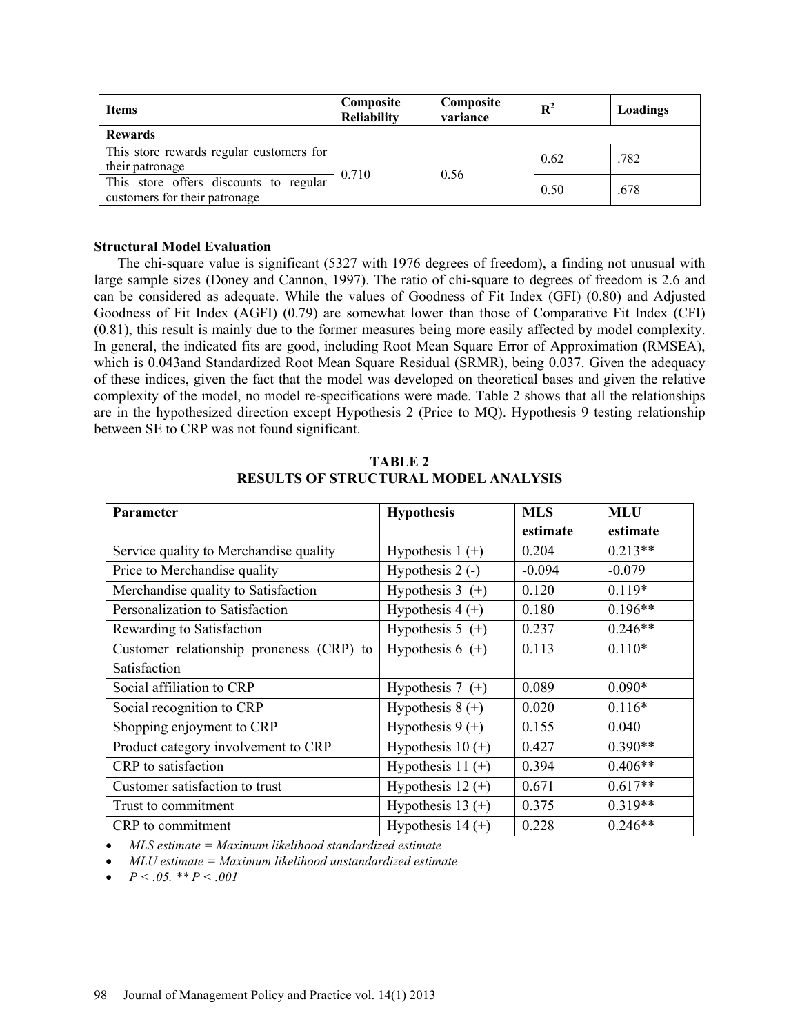| Items | Composite Reliability | Composite variance | $R^2$ | Loadings |
|---|---|---|---|---|
| **Rewards** | | | | |
| This store rewards regular customers for their patronage | 0.710 | 0.56 | 0.62 | .782 |
| This store offers discounts to regular customers for their patronage | | | 0.50 | .678 |

**Structural Model Evaluation**

The chi-square value is significant (5327 with 1976 degrees of freedom), a finding not unusual with large sample sizes (Doney and Cannon, 1997). The ratio of chi-square to degrees of freedom is 2.6 and can be considered as adequate. While the values of Goodness of Fit Index (GFI) (0.80) and Adjusted Goodness of Fit Index (AGFI) (0.79) are somewhat lower than those of Comparative Fit Index (CFI) (0.81), this result is mainly due to the former measures being more easily affected by model complexity. In general, the indicated fits are good, including Root Mean Square Error of Approximation (RMSEA), which is 0.043and Standardized Root Mean Square Residual (SRMR), being 0.037. Given the adequacy of these indices, given the fact that the model was developed on theoretical bases and given the relative complexity of the model, no model re-specifications were made. Table 2 shows that all the relationships are in the hypothesized direction except Hypothesis 2 (Price to MQ). Hypothesis 9 testing relationship between SE to CRP was not found significant.

**TABLE 2**
**RESULTS OF STRUCTURAL MODEL ANALYSIS**

| Parameter | Hypothesis | MLS estimate | MLU estimate |
|---|---|---|---|
| Service quality to Merchandise quality | Hypothesis 1 (+) | 0.204 | 0.213** |
| Price to Merchandise quality | Hypothesis 2 (-) | -0.094 | -0.079 |
| Merchandise quality to Satisfaction | Hypothesis 3 (+) | 0.120 | 0.119* |
| Personalization to Satisfaction | Hypothesis 4 (+) | 0.180 | 0.196** |
| Rewarding to Satisfaction | Hypothesis 5 (+) | 0.237 | 0.246** |
| Customer relationship proneness (CRP) to Satisfaction | Hypothesis 6 (+) | 0.113 | 0.110* |
| Social affiliation to CRP | Hypothesis 7 (+) | 0.089 | 0.090* |
| Social recognition to CRP | Hypothesis 8 (+) | 0.020 | 0.116* |
| Shopping enjoyment to CRP | Hypothesis 9 (+) | 0.155 | 0.040 |
| Product category involvement to CRP | Hypothesis 10 (+) | 0.427 | 0.390** |
| CRP to satisfaction | Hypothesis 11 (+) | 0.394 | 0.406** |
| Customer satisfaction to trust | Hypothesis 12 (+) | 0.671 | 0.617** |
| Trust to commitment | Hypothesis 13 (+) | 0.375 | 0.319** |
| CRP to commitment | Hypothesis 14 (+) | 0.228 | 0.246** |

- *MLS estimate = Maximum likelihood standardized estimate*
- *MLU estimate = Maximum likelihood unstandardized estimate*
- *P < .05. ** P < .001*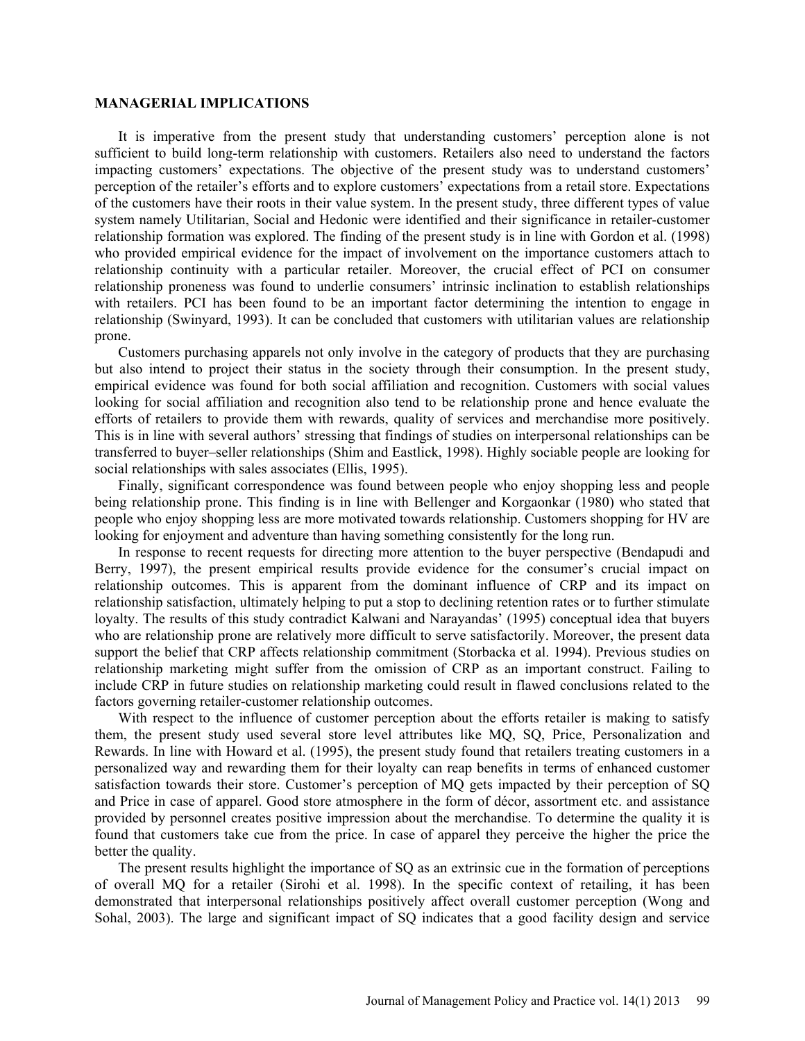## MANAGERIAL IMPLICATIONS

It is imperative from the present study that understanding customers' perception alone is not sufficient to build long-term relationship with customers. Retailers also need to understand the factors impacting customers' expectations. The objective of the present study was to understand customers' perception of the retailer's efforts and to explore customers' expectations from a retail store. Expectations of the customers have their roots in their value system. In the present study, three different types of value system namely Utilitarian, Social and Hedonic were identified and their significance in retailer-customer relationship formation was explored. The finding of the present study is in line with Gordon et al. (1998) who provided empirical evidence for the impact of involvement on the importance customers attach to relationship continuity with a particular retailer. Moreover, the crucial effect of PCI on consumer relationship proneness was found to underlie consumers' intrinsic inclination to establish relationships with retailers. PCI has been found to be an important factor determining the intention to engage in relationship (Swinyard, 1993). It can be concluded that customers with utilitarian values are relationship prone.

Customers purchasing apparels not only involve in the category of products that they are purchasing but also intend to project their status in the society through their consumption. In the present study, empirical evidence was found for both social affiliation and recognition. Customers with social values looking for social affiliation and recognition also tend to be relationship prone and hence evaluate the efforts of retailers to provide them with rewards, quality of services and merchandise more positively. This is in line with several authors' stressing that findings of studies on interpersonal relationships can be transferred to buyer–seller relationships (Shim and Eastlick, 1998). Highly sociable people are looking for social relationships with sales associates (Ellis, 1995).

Finally, significant correspondence was found between people who enjoy shopping less and people being relationship prone. This finding is in line with Bellenger and Korgaonkar (1980) who stated that people who enjoy shopping less are more motivated towards relationship. Customers shopping for HV are looking for enjoyment and adventure than having something consistently for the long run.

In response to recent requests for directing more attention to the buyer perspective (Bendapudi and Berry, 1997), the present empirical results provide evidence for the consumer's crucial impact on relationship outcomes. This is apparent from the dominant influence of CRP and its impact on relationship satisfaction, ultimately helping to put a stop to declining retention rates or to further stimulate loyalty. The results of this study contradict Kalwani and Narayandas' (1995) conceptual idea that buyers who are relationship prone are relatively more difficult to serve satisfactorily. Moreover, the present data support the belief that CRP affects relationship commitment (Storbacka et al. 1994). Previous studies on relationship marketing might suffer from the omission of CRP as an important construct. Failing to include CRP in future studies on relationship marketing could result in flawed conclusions related to the factors governing retailer-customer relationship outcomes.

With respect to the influence of customer perception about the efforts retailer is making to satisfy them, the present study used several store level attributes like MQ, SQ, Price, Personalization and Rewards. In line with Howard et al. (1995), the present study found that retailers treating customers in a personalized way and rewarding them for their loyalty can reap benefits in terms of enhanced customer satisfaction towards their store. Customer's perception of MQ gets impacted by their perception of SQ and Price in case of apparel. Good store atmosphere in the form of décor, assortment etc. and assistance provided by personnel creates positive impression about the merchandise. To determine the quality it is found that customers take cue from the price. In case of apparel they perceive the higher the price the better the quality.

The present results highlight the importance of SQ as an extrinsic cue in the formation of perceptions of overall MQ for a retailer (Sirohi et al. 1998). In the specific context of retailing, it has been demonstrated that interpersonal relationships positively affect overall customer perception (Wong and Sohal, 2003). The large and significant impact of SQ indicates that a good facility design and service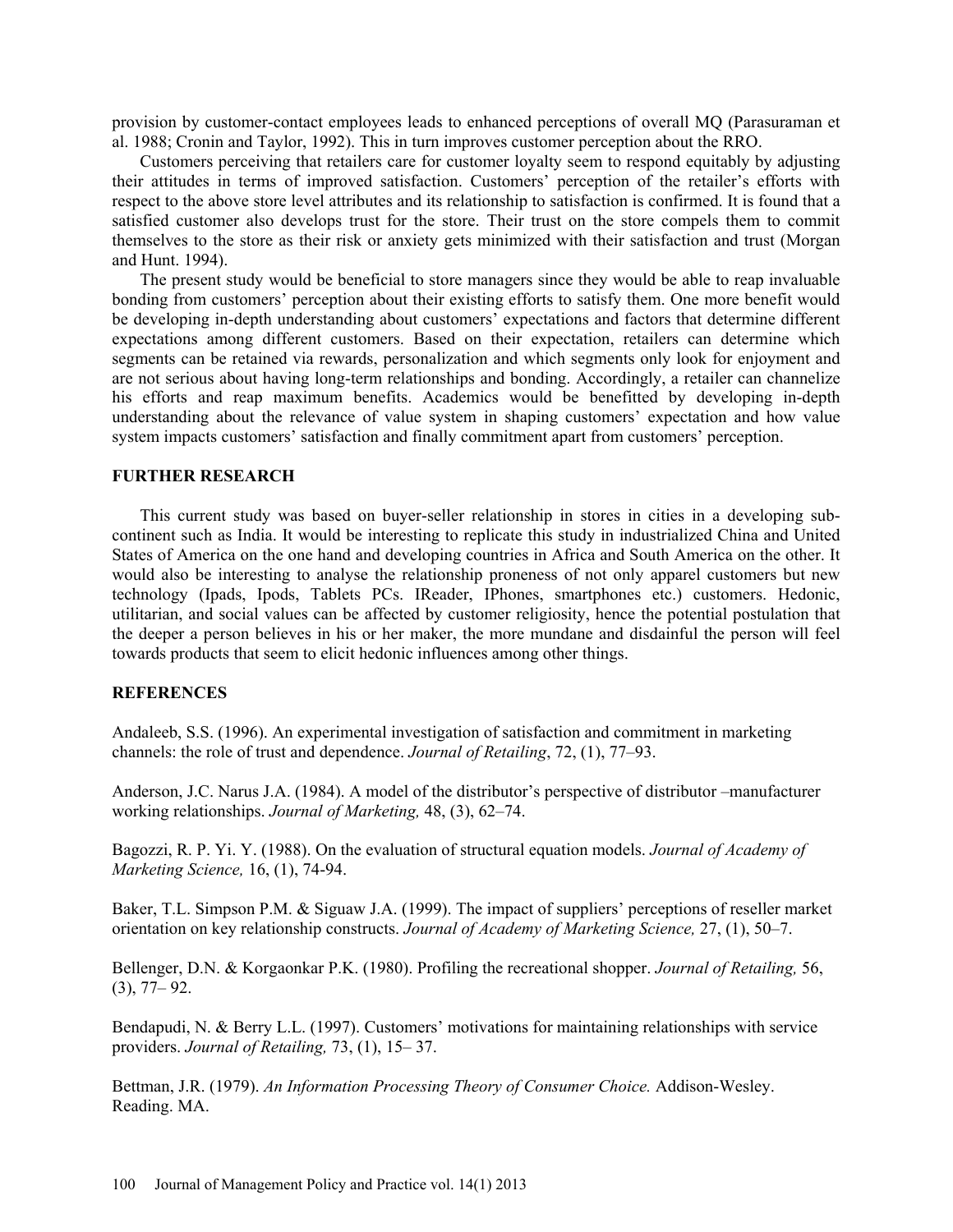provision by customer-contact employees leads to enhanced perceptions of overall MQ (Parasuraman et al. 1988; Cronin and Taylor, 1992). This in turn improves customer perception about the RRO.

Customers perceiving that retailers care for customer loyalty seem to respond equitably by adjusting their attitudes in terms of improved satisfaction. Customers' perception of the retailer's efforts with respect to the above store level attributes and its relationship to satisfaction is confirmed. It is found that a satisfied customer also develops trust for the store. Their trust on the store compels them to commit themselves to the store as their risk or anxiety gets minimized with their satisfaction and trust (Morgan and Hunt. 1994).

The present study would be beneficial to store managers since they would be able to reap invaluable bonding from customers' perception about their existing efforts to satisfy them. One more benefit would be developing in-depth understanding about customers' expectations and factors that determine different expectations among different customers. Based on their expectation, retailers can determine which segments can be retained via rewards, personalization and which segments only look for enjoyment and are not serious about having long-term relationships and bonding. Accordingly, a retailer can channelize his efforts and reap maximum benefits. Academics would be benefitted by developing in-depth understanding about the relevance of value system in shaping customers' expectation and how value system impacts customers' satisfaction and finally commitment apart from customers' perception.

## FURTHER RESEARCH

This current study was based on buyer-seller relationship in stores in cities in a developing sub-continent such as India. It would be interesting to replicate this study in industrialized China and United States of America on the one hand and developing countries in Africa and South America on the other. It would also be interesting to analyse the relationship proneness of not only apparel customers but new technology (Ipads, Ipods, Tablets PCs. IReader, IPhones, smartphones etc.) customers. Hedonic, utilitarian, and social values can be affected by customer religiosity, hence the potential postulation that the deeper a person believes in his or her maker, the more mundane and disdainful the person will feel towards products that seem to elicit hedonic influences among other things.

## REFERENCES

Andaleeb, S.S. (1996). An experimental investigation of satisfaction and commitment in marketing channels: the role of trust and dependence. *Journal of Retailing*, 72, (1), 77–93.

Anderson, J.C. Narus J.A. (1984). A model of the distributor's perspective of distributor –manufacturer working relationships. *Journal of Marketing,* 48, (3), 62–74.

Bagozzi, R. P. Yi. Y. (1988). On the evaluation of structural equation models. *Journal of Academy of Marketing Science,* 16, (1), 74-94.

Baker, T.L. Simpson P.M. & Siguaw J.A. (1999). The impact of suppliers' perceptions of reseller market orientation on key relationship constructs. *Journal of Academy of Marketing Science,* 27, (1), 50–7.

Bellenger, D.N. & Korgaonkar P.K. (1980). Profiling the recreational shopper. *Journal of Retailing,* 56, (3), 77– 92.

Bendapudi, N. & Berry L.L. (1997). Customers' motivations for maintaining relationships with service providers. *Journal of Retailing,* 73, (1), 15– 37.

Bettman, J.R. (1979). *An Information Processing Theory of Consumer Choice.* Addison-Wesley. Reading. MA.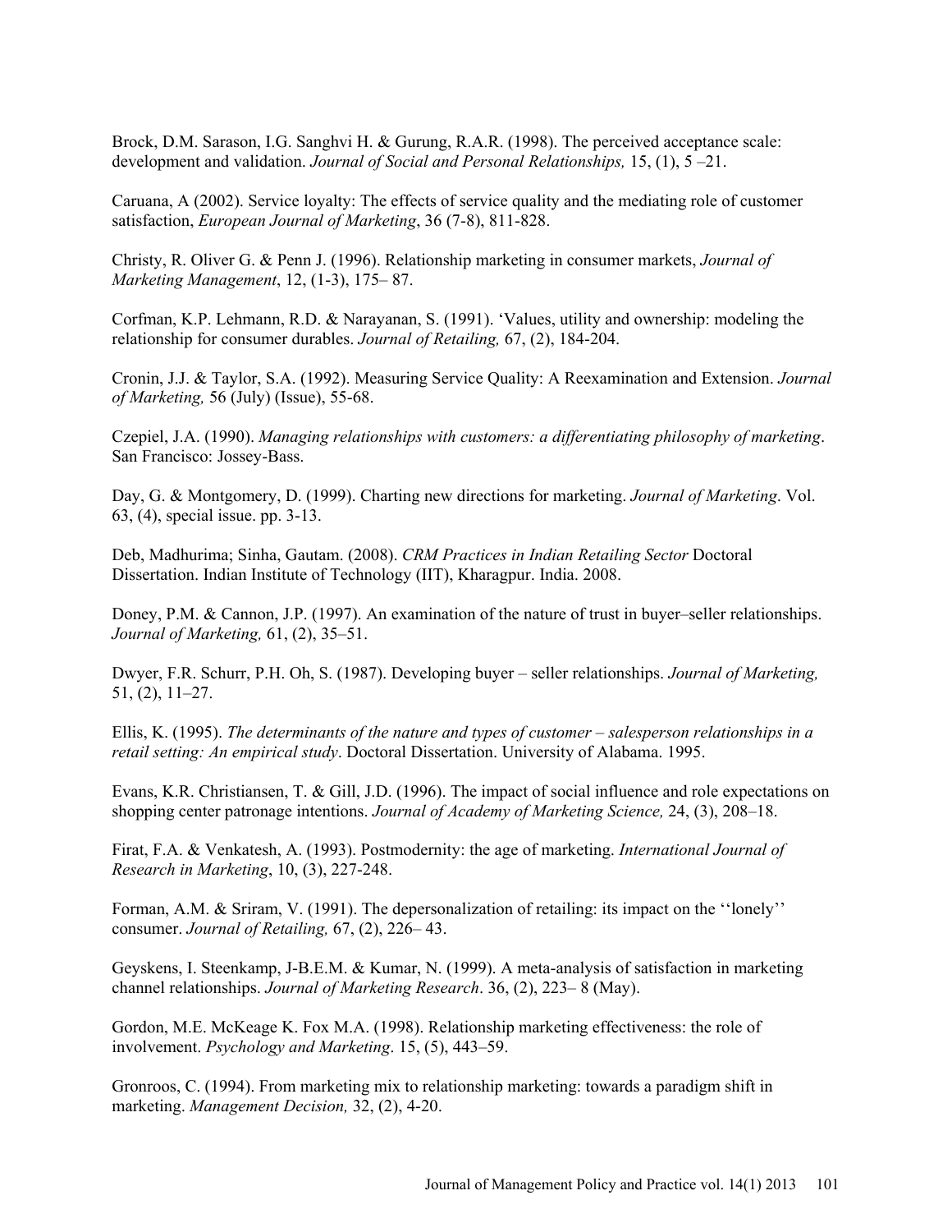Brock, D.M. Sarason, I.G. Sanghvi H. & Gurung, R.A.R. (1998). The perceived acceptance scale: development and validation. *Journal of Social and Personal Relationships,* 15, (1), 5 –21.

Caruana, A (2002). Service loyalty: The effects of service quality and the mediating role of customer satisfaction, *European Journal of Marketing*, 36 (7-8), 811-828.

Christy, R. Oliver G. & Penn J. (1996). Relationship marketing in consumer markets, *Journal of Marketing Management*, 12, (1-3), 175– 87.

Corfman, K.P. Lehmann, R.D. & Narayanan, S. (1991). 'Values, utility and ownership: modeling the relationship for consumer durables. *Journal of Retailing,* 67, (2), 184-204.

Cronin, J.J. & Taylor, S.A. (1992). Measuring Service Quality: A Reexamination and Extension. *Journal of Marketing,* 56 (July) (Issue), 55-68.

Czepiel, J.A. (1990). *Managing relationships with customers: a differentiating philosophy of marketing*. San Francisco: Jossey-Bass.

Day, G. & Montgomery, D. (1999). Charting new directions for marketing. *Journal of Marketing*. Vol. 63, (4), special issue. pp. 3-13.

Deb, Madhurima; Sinha, Gautam. (2008). *CRM Practices in Indian Retailing Sector* Doctoral Dissertation. Indian Institute of Technology (IIT), Kharagpur. India. 2008.

Doney, P.M. & Cannon, J.P. (1997). An examination of the nature of trust in buyer–seller relationships. *Journal of Marketing,* 61, (2), 35–51.

Dwyer, F.R. Schurr, P.H. Oh, S. (1987). Developing buyer – seller relationships. *Journal of Marketing,* 51, (2), 11–27.

Ellis, K. (1995). *The determinants of the nature and types of customer – salesperson relationships in a retail setting: An empirical study*. Doctoral Dissertation. University of Alabama. 1995.

Evans, K.R. Christiansen, T. & Gill, J.D. (1996). The impact of social influence and role expectations on shopping center patronage intentions. *Journal of Academy of Marketing Science,* 24, (3), 208–18.

Firat, F.A. & Venkatesh, A. (1993). Postmodernity: the age of marketing. *International Journal of Research in Marketing*, 10, (3), 227-248.

Forman, A.M. & Sriram, V. (1991). The depersonalization of retailing: its impact on the ''lonely'' consumer. *Journal of Retailing,* 67, (2), 226– 43.

Geyskens, I. Steenkamp, J-B.E.M. & Kumar, N. (1999). A meta-analysis of satisfaction in marketing channel relationships. *Journal of Marketing Research*. 36, (2), 223– 8 (May).

Gordon, M.E. McKeage K. Fox M.A. (1998). Relationship marketing effectiveness: the role of involvement. *Psychology and Marketing*. 15, (5), 443–59.

Gronroos, C. (1994). From marketing mix to relationship marketing: towards a paradigm shift in marketing. *Management Decision,* 32, (2), 4-20.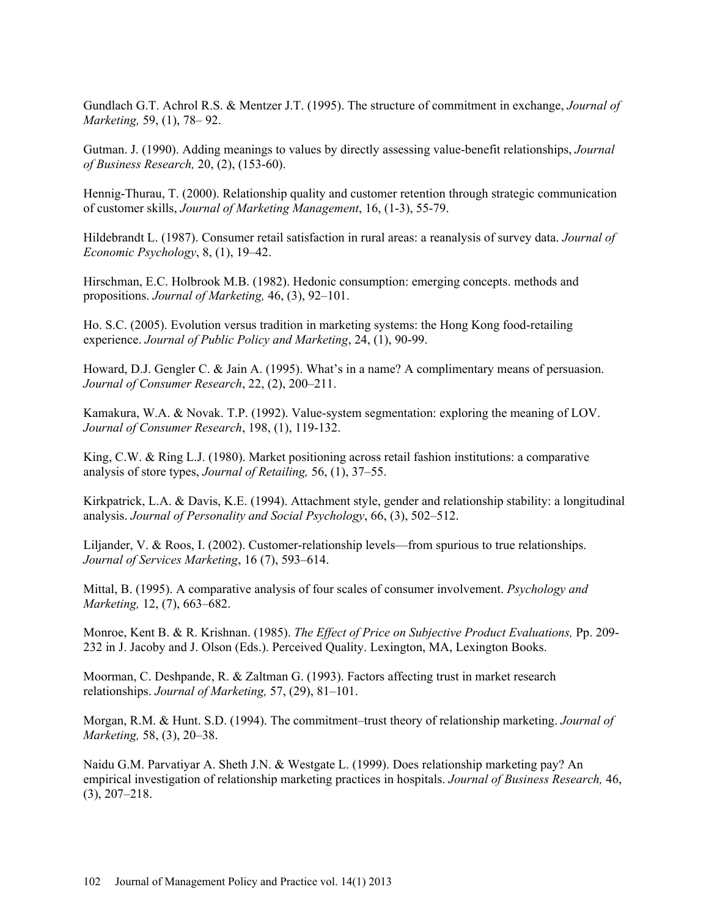Gundlach G.T. Achrol R.S. & Mentzer J.T. (1995). The structure of commitment in exchange, *Journal of Marketing,* 59, (1), 78– 92.

Gutman. J. (1990). Adding meanings to values by directly assessing value-benefit relationships, *Journal of Business Research,* 20, (2), (153-60).

Hennig-Thurau, T. (2000). Relationship quality and customer retention through strategic communication of customer skills, *Journal of Marketing Management*, 16, (1-3), 55-79.

Hildebrandt L. (1987). Consumer retail satisfaction in rural areas: a reanalysis of survey data. *Journal of Economic Psychology*, 8, (1), 19–42.

Hirschman, E.C. Holbrook M.B. (1982). Hedonic consumption: emerging concepts. methods and propositions. *Journal of Marketing,* 46, (3), 92–101.

Ho. S.C. (2005). Evolution versus tradition in marketing systems: the Hong Kong food-retailing experience. *Journal of Public Policy and Marketing*, 24, (1), 90-99.

Howard, D.J. Gengler C. & Jain A. (1995). What's in a name? A complimentary means of persuasion. *Journal of Consumer Research*, 22, (2), 200–211.

Kamakura, W.A. & Novak. T.P. (1992). Value-system segmentation: exploring the meaning of LOV. *Journal of Consumer Research*, 198, (1), 119-132.

King, C.W. & Ring L.J. (1980). Market positioning across retail fashion institutions: a comparative analysis of store types, *Journal of Retailing,* 56, (1), 37–55.

Kirkpatrick, L.A. & Davis, K.E. (1994). Attachment style, gender and relationship stability: a longitudinal analysis. *Journal of Personality and Social Psychology*, 66, (3), 502–512.

Liljander, V. & Roos, I. (2002). Customer-relationship levels—from spurious to true relationships. *Journal of Services Marketing*, 16 (7), 593–614.

Mittal, B. (1995). A comparative analysis of four scales of consumer involvement. *Psychology and Marketing,* 12, (7), 663–682.

Monroe, Kent B. & R. Krishnan. (1985). *The Effect of Price on Subjective Product Evaluations,* Pp. 209-232 in J. Jacoby and J. Olson (Eds.). Perceived Quality. Lexington, MA, Lexington Books.

Moorman, C. Deshpande, R. & Zaltman G. (1993). Factors affecting trust in market research relationships. *Journal of Marketing,* 57, (29), 81–101.

Morgan, R.M. & Hunt. S.D. (1994). The commitment–trust theory of relationship marketing. *Journal of Marketing,* 58, (3), 20–38.

Naidu G.M. Parvatiyar A. Sheth J.N. & Westgate L. (1999). Does relationship marketing pay? An empirical investigation of relationship marketing practices in hospitals. *Journal of Business Research,* 46, (3), 207–218.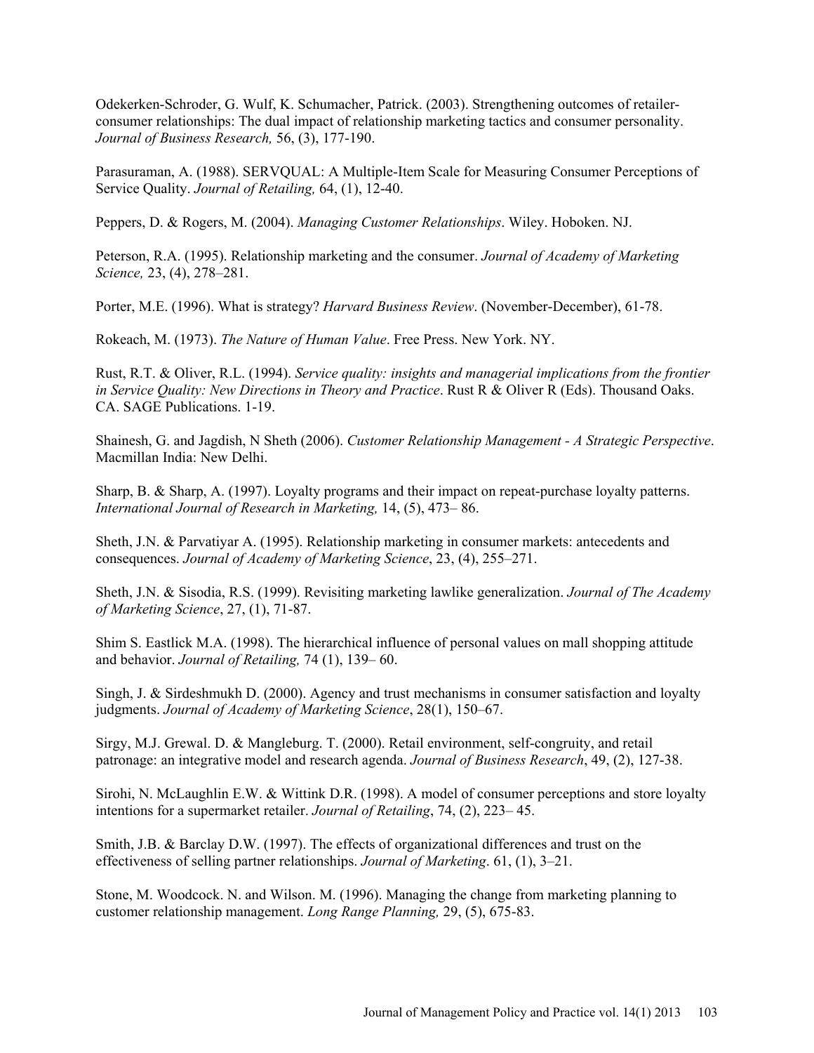Odekerken-Schroder, G. Wulf, K. Schumacher, Patrick. (2003). Strengthening outcomes of retailer-consumer relationships: The dual impact of relationship marketing tactics and consumer personality. *Journal of Business Research,* 56, (3), 177-190.

Parasuraman, A. (1988). SERVQUAL: A Multiple-Item Scale for Measuring Consumer Perceptions of Service Quality. *Journal of Retailing,* 64, (1), 12-40.

Peppers, D. & Rogers, M. (2004). *Managing Customer Relationships*. Wiley. Hoboken. NJ.

Peterson, R.A. (1995). Relationship marketing and the consumer. *Journal of Academy of Marketing Science,* 23, (4), 278–281.

Porter, M.E. (1996). What is strategy? *Harvard Business Review*. (November-December), 61-78.

Rokeach, M. (1973). *The Nature of Human Value*. Free Press. New York. NY.

Rust, R.T. & Oliver, R.L. (1994). *Service quality: insights and managerial implications from the frontier in Service Quality: New Directions in Theory and Practice*. Rust R & Oliver R (Eds). Thousand Oaks. CA. SAGE Publications. 1-19.

Shainesh, G. and Jagdish, N Sheth (2006). *Customer Relationship Management - A Strategic Perspective*. Macmillan India: New Delhi.

Sharp, B. & Sharp, A. (1997). Loyalty programs and their impact on repeat-purchase loyalty patterns. *International Journal of Research in Marketing,* 14, (5), 473– 86.

Sheth, J.N. & Parvatiyar A. (1995). Relationship marketing in consumer markets: antecedents and consequences. *Journal of Academy of Marketing Science*, 23, (4), 255–271.

Sheth, J.N. & Sisodia, R.S. (1999). Revisiting marketing lawlike generalization. *Journal of The Academy of Marketing Science*, 27, (1), 71-87.

Shim S. Eastlick M.A. (1998). The hierarchical influence of personal values on mall shopping attitude and behavior. *Journal of Retailing,* 74 (1), 139– 60.

Singh, J. & Sirdeshmukh D. (2000). Agency and trust mechanisms in consumer satisfaction and loyalty judgments. *Journal of Academy of Marketing Science*, 28(1), 150–67.

Sirgy, M.J. Grewal. D. & Mangleburg. T. (2000). Retail environment, self-congruity, and retail patronage: an integrative model and research agenda. *Journal of Business Research*, 49, (2), 127-38.

Sirohi, N. McLaughlin E.W. & Wittink D.R. (1998). A model of consumer perceptions and store loyalty intentions for a supermarket retailer. *Journal of Retailing*, 74, (2), 223– 45.

Smith, J.B. & Barclay D.W. (1997). The effects of organizational differences and trust on the effectiveness of selling partner relationships. *Journal of Marketing*. 61, (1), 3–21.

Stone, M. Woodcock. N. and Wilson. M. (1996). Managing the change from marketing planning to customer relationship management. *Long Range Planning,* 29, (5), 675-83.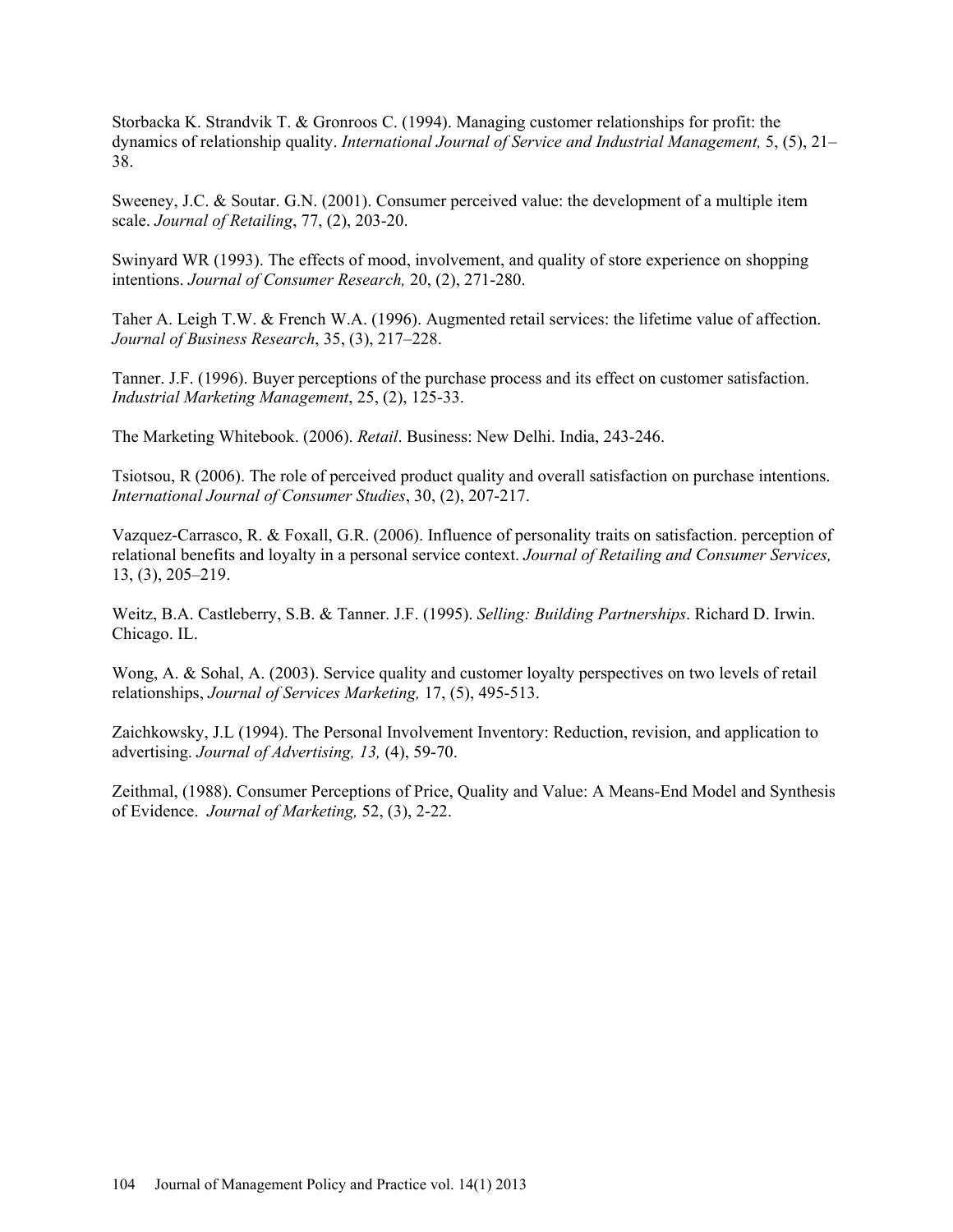Storbacka K. Strandvik T. & Gronroos C. (1994). Managing customer relationships for profit: the dynamics of relationship quality. *International Journal of Service and Industrial Management,* 5, (5), 21–38.

Sweeney, J.C. & Soutar. G.N. (2001). Consumer perceived value: the development of a multiple item scale. *Journal of Retailing*, 77, (2), 203-20.

Swinyard WR (1993). The effects of mood, involvement, and quality of store experience on shopping intentions. *Journal of Consumer Research,* 20, (2), 271-280.

Taher A. Leigh T.W. & French W.A. (1996). Augmented retail services: the lifetime value of affection. *Journal of Business Research*, 35, (3), 217–228.

Tanner. J.F. (1996). Buyer perceptions of the purchase process and its effect on customer satisfaction. *Industrial Marketing Management*, 25, (2), 125-33.

The Marketing Whitebook. (2006). *Retail*. Business: New Delhi. India, 243-246.

Tsiotsou, R (2006). The role of perceived product quality and overall satisfaction on purchase intentions. *International Journal of Consumer Studies*, 30, (2), 207-217.

Vazquez-Carrasco, R. & Foxall, G.R. (2006). Influence of personality traits on satisfaction. perception of relational benefits and loyalty in a personal service context. *Journal of Retailing and Consumer Services,* 13, (3), 205–219.

Weitz, B.A. Castleberry, S.B. & Tanner. J.F. (1995). *Selling: Building Partnerships*. Richard D. Irwin. Chicago. IL.

Wong, A. & Sohal, A. (2003). Service quality and customer loyalty perspectives on two levels of retail relationships, *Journal of Services Marketing,* 17, (5), 495-513.

Zaichkowsky, J.L (1994). The Personal Involvement Inventory: Reduction, revision, and application to advertising. *Journal of Advertising, 13,* (4), 59-70.

Zeithmal, (1988). Consumer Perceptions of Price, Quality and Value: A Means-End Model and Synthesis of Evidence. *Journal of Marketing,* 52, (3), 2-22.